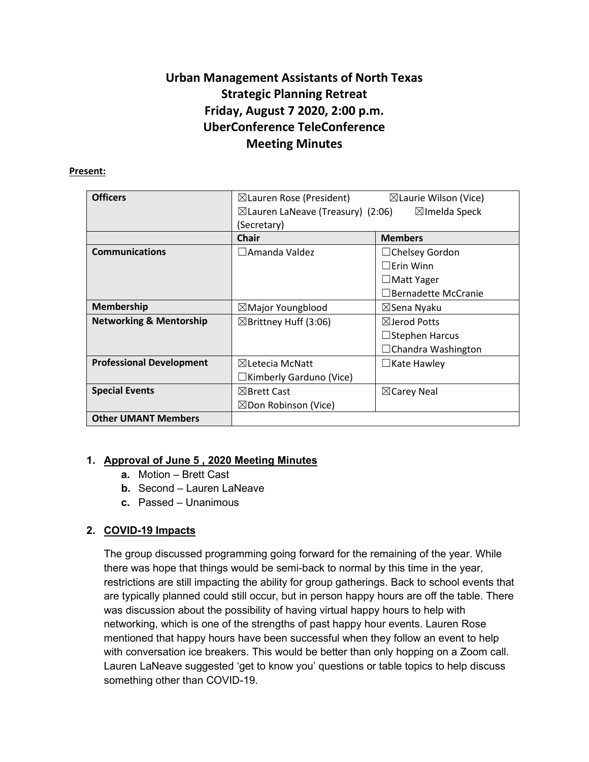# Urban Management Assistants of North Texas
## Strategic Planning Retreat
## Friday, August 7 2020, 2:00 p.m.
## UberConference TeleConference
## Meeting Minutes

**Present:**

| Officers | ☒Lauren Rose (President) ☒Laurie Wilson (Vice) ☒Lauren LaNeave (Treasury) (2:06) ☒Imelda Speck (Secretary) | |
|---|---|---|
| | **Chair** | **Members** |
| **Communications** | ☐Amanda Valdez | ☐Chelsey Gordon<br>☐Erin Winn<br>☐Matt Yager<br>☐Bernadette McCranie |
| **Membership** | ☒Major Youngblood | ☒Sena Nyaku |
| **Networking & Mentorship** | ☒Brittney Huff (3:06) | ☒Jerod Potts<br>☐Stephen Harcus<br>☐Chandra Washington |
| **Professional Development** | ☒Letecia McNatt<br>☐Kimberly Garduno (Vice) | ☐Kate Hawley |
| **Special Events** | ☒Brett Cast<br>☒Don Robinson (Vice) | ☒Carey Neal |
| **Other UMANT Members** | | |

1. **Approval of June 5 , 2020 Meeting Minutes**
   a. Motion – Brett Cast
   b. Second – Lauren LaNeave
   c. Passed – Unanimous

2. **COVID-19 Impacts**

   The group discussed programming going forward for the remaining of the year. While there was hope that things would be semi-back to normal by this time in the year, restrictions are still impacting the ability for group gatherings. Back to school events that are typically planned could still occur, but in person happy hours are off the table. There was discussion about the possibility of having virtual happy hours to help with networking, which is one of the strengths of past happy hour events. Lauren Rose mentioned that happy hours have been successful when they follow an event to help with conversation ice breakers. This would be better than only hopping on a Zoom call. Lauren LaNeave suggested 'get to know you' questions or table topics to help discuss something other than COVID-19.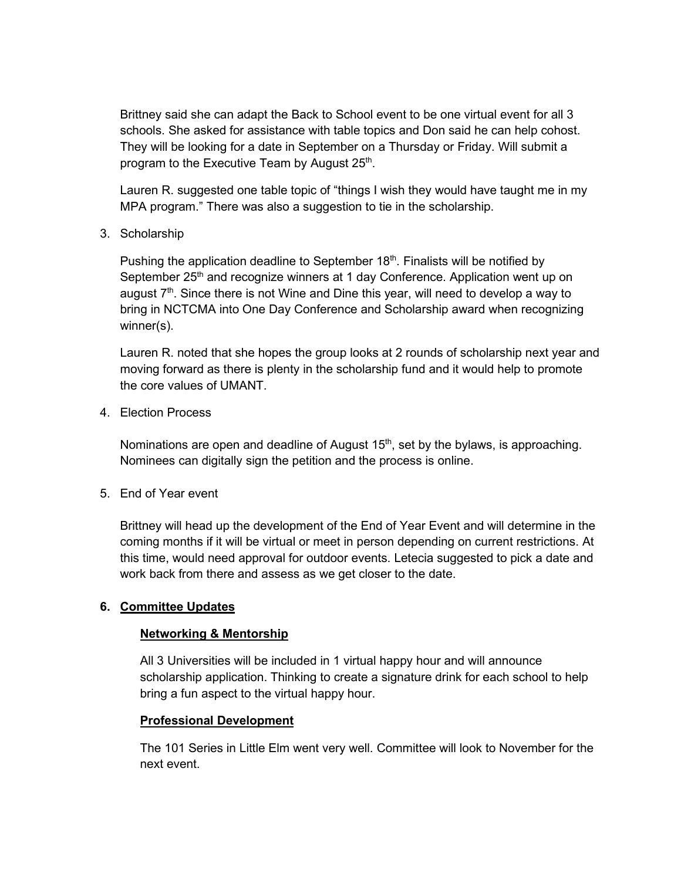Brittney said she can adapt the Back to School event to be one virtual event for all 3 schools. She asked for assistance with table topics and Don said he can help cohost. They will be looking for a date in September on a Thursday or Friday. Will submit a program to the Executive Team by August 25th.

Lauren R. suggested one table topic of "things I wish they would have taught me in my MPA program." There was also a suggestion to tie in the scholarship.

3. Scholarship

   Pushing the application deadline to September 18th. Finalists will be notified by September 25th and recognize winners at 1 day Conference. Application went up on august 7th. Since there is not Wine and Dine this year, will need to develop a way to bring in NCTCMA into One Day Conference and Scholarship award when recognizing winner(s).

   Lauren R. noted that she hopes the group looks at 2 rounds of scholarship next year and moving forward as there is plenty in the scholarship fund and it would help to promote the core values of UMANT.

4. Election Process

   Nominations are open and deadline of August 15th, set by the bylaws, is approaching. Nominees can digitally sign the petition and the process is online.

5. End of Year event

   Brittney will head up the development of the End of Year Event and will determine in the coming months if it will be virtual or meet in person depending on current restrictions. At this time, would need approval for outdoor events. Letecia suggested to pick a date and work back from there and assess as we get closer to the date.

6. **Committee Updates**

   **Networking & Mentorship**

   All 3 Universities will be included in 1 virtual happy hour and will announce scholarship application. Thinking to create a signature drink for each school to help bring a fun aspect to the virtual happy hour.

   **Professional Development**

   The 101 Series in Little Elm went very well. Committee will look to November for the next event.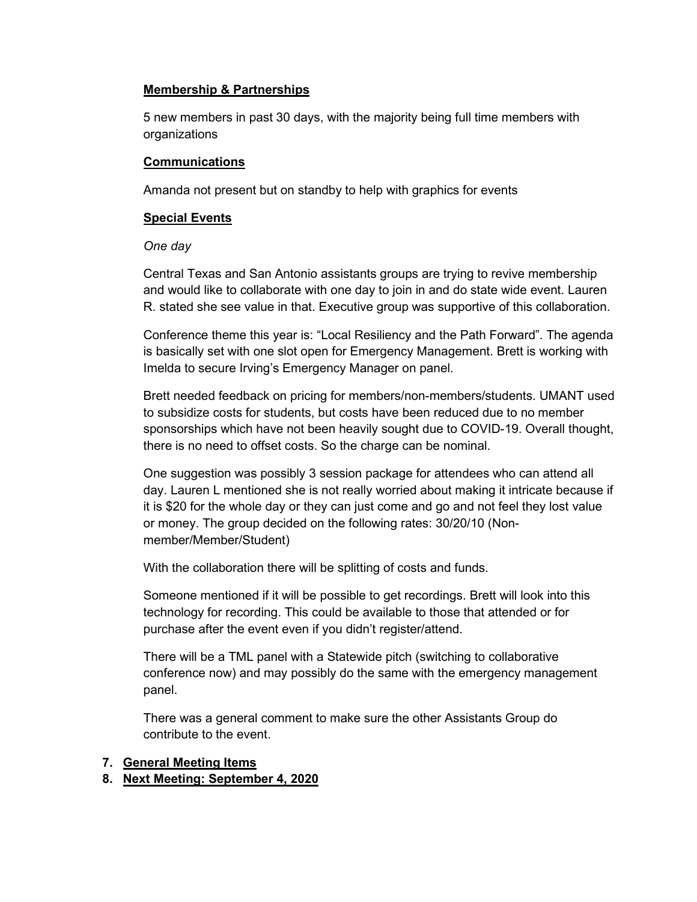**Membership & Partnerships**

5 new members in past 30 days, with the majority being full time members with organizations

**Communications**

Amanda not present but on standby to help with graphics for events

**Special Events**

*One day*

Central Texas and San Antonio assistants groups are trying to revive membership and would like to collaborate with one day to join in and do state wide event. Lauren R. stated she see value in that. Executive group was supportive of this collaboration.

Conference theme this year is: "Local Resiliency and the Path Forward". The agenda is basically set with one slot open for Emergency Management. Brett is working with Imelda to secure Irving's Emergency Manager on panel.

Brett needed feedback on pricing for members/non-members/students. UMANT used to subsidize costs for students, but costs have been reduced due to no member sponsorships which have not been heavily sought due to COVID-19. Overall thought, there is no need to offset costs. So the charge can be nominal.

One suggestion was possibly 3 session package for attendees who can attend all day. Lauren L mentioned she is not really worried about making it intricate because if it is $20 for the whole day or they can just come and go and not feel they lost value or money. The group decided on the following rates: 30/20/10 (Non-member/Member/Student)

With the collaboration there will be splitting of costs and funds.

Someone mentioned if it will be possible to get recordings. Brett will look into this technology for recording. This could be available to those that attended or for purchase after the event even if you didn't register/attend.

There will be a TML panel with a Statewide pitch (switching to collaborative conference now) and may possibly do the same with the emergency management panel.

There was a general comment to make sure the other Assistants Group do contribute to the event.

7. **General Meeting Items**
8. **Next Meeting: September 4, 2020**